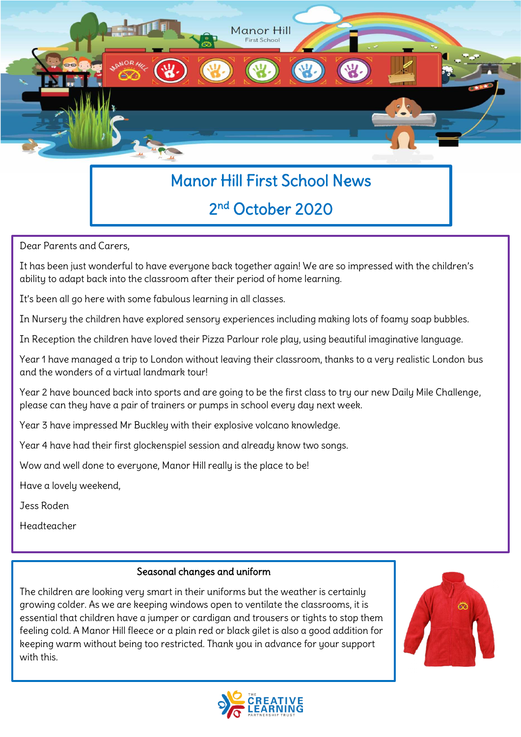# Manor Hill First School News

## 2nd October 2020

Dear Parents and Carers,

It has been just wonderful to have everyone back together again! We are so impressed with the children's ability to adapt back into the classroom after their period of home learning.

It's been all go here with some fabulous learning in all classes.

In Nursery the children have explored sensory experiences including making lots of foamy soap bubbles.

In Reception the children have loved their Pizza Parlour role play, using beautiful imaginative language.

Year 1 have managed a trip to London without leaving their classroom, thanks to a very realistic London bus and the wonders of a virtual landmark tour!

Year 2 have bounced back into sports and are going to be the first class to try our new Daily Mile Challenge, please can they have a pair of trainers or pumps in school every day next week.

Year 3 have impressed Mr Buckley with their explosive volcano knowledge.

Year 4 have had their first glockenspiel session and already know two songs.

Wow and well done to everyone, Manor Hill really is the place to be!

Have a lovely weekend,

Jess Roden

Headteacher

### Seasonal changes and uniform

The children are looking very smart in their uniforms but the weather is certainly growing colder. As we are keeping windows open to ventilate the classrooms, it is essential that children have a jumper or cardigan and trousers or tights to stop them feeling cold. A Manor Hill fleece or a plain red or black gilet is also a good addition for keeping warm without being too restricted. Thank you in advance for your support with this.

THE CREATIVE LEARNING PARTNERSHIP TRUST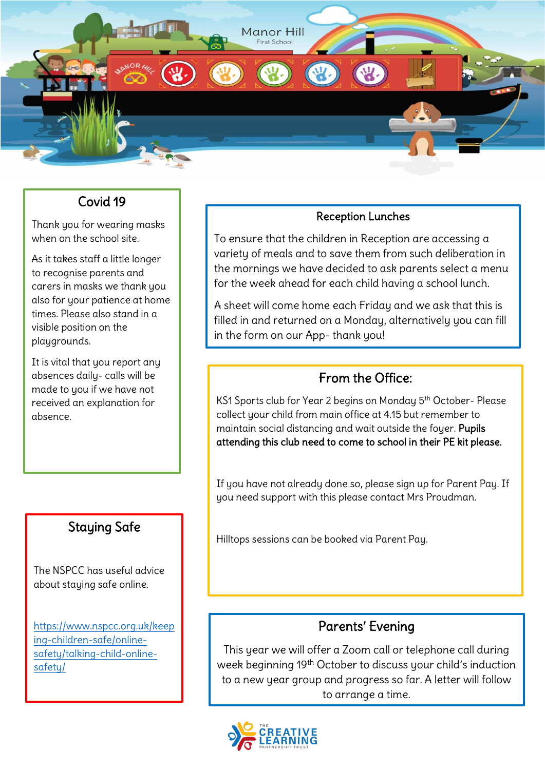Manor Hill
First School

## Covid 19

Thank you for wearing masks when on the school site.

As it takes staff a little longer to recognise parents and carers in masks we thank you also for your patience at home times. Please also stand in a visible position on the playgrounds.

It is vital that you report any absences daily- calls will be made to you if we have not received an explanation for absence.

## Reception Lunches

To ensure that the children in Reception are accessing a variety of meals and to save them from such deliberation in the mornings we have decided to ask parents select a menu for the week ahead for each child having a school lunch.

A sheet will come home each Friday and we ask that this is filled in and returned on a Monday, alternatively you can fill in the form on our App- thank you!

## From the Office:

KS1 Sports club for Year 2 begins on Monday 5th October- Please collect your child from main office at 4.15 but remember to maintain social distancing and wait outside the foyer. **Pupils attending this club need to come to school in their PE kit please.**

If you have not already done so, please sign up for Parent Pay. If you need support with this please contact Mrs Proudman.

Hilltops sessions can be booked via Parent Pay.

## Staying Safe

The NSPCC has useful advice about staying safe online.

https://www.nspcc.org.uk/keeping-children-safe/online-safety/talking-child-online-safety/

## Parents' Evening

This year we will offer a Zoom call or telephone call during week beginning 19th October to discuss your child's induction to a new year group and progress so far. A letter will follow to arrange a time.

THE CREATIVE LEARNING PARTNERSHIP TRUST